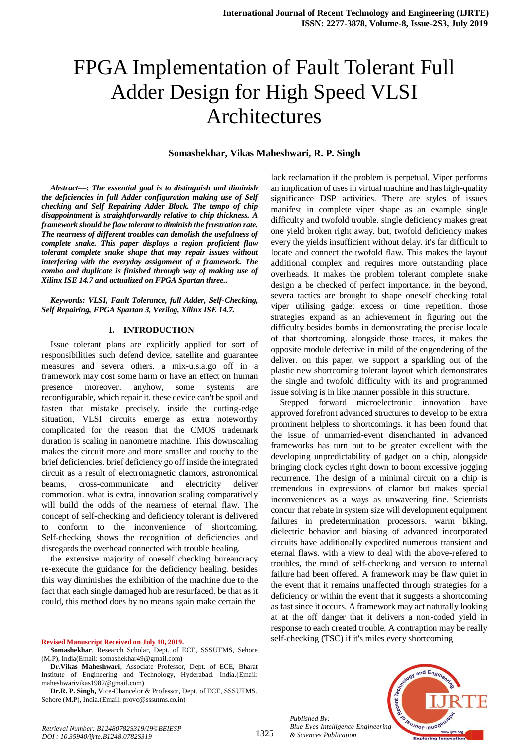# FPGA Implementation of Fault Tolerant Full Adder Design for High Speed VLSI Architectures

**Somashekhar, Vikas Maheshwari, R. P. Singh**

***Abstract*—: *The essential goal is to distinguish and diminish the deficiencies in full Adder configuration making use of Self checking and Self Repairing Adder Block. The tempo of chip disappointment is straightforwardly relative to chip thickness. A framework should be flaw tolerant to diminish the frustration rate. The nearness of different troubles can demolish the usefulness of complete snake. This paper displays a region proficient flaw tolerant complete snake shape that may repair issues without interfering with the everyday assignment of a framework. The combo and duplicate is finished through way of making use of Xilinx ISE 14.7 and actualized on FPGA Spartan three..***

***Keywords: VLSI, Fault Tolerance, full Adder, Self-Checking, Self Repairing, FPGA Spartan 3, Verilog, Xilinx ISE 14.7.***

## I. INTRODUCTION

Issue tolerant plans are explicitly applied for sort of responsibilities such defend device, satellite and guarantee measures and severa others. a mix-u.s.a.go off in a framework may cost some harm or have an effect on human presence moreover. anyhow, some systems are reconfigurable, which repair it. these device can't be spoil and fasten that mistake precisely. inside the cutting-edge situation, VLSI circuits emerge as extra noteworthy complicated for the reason that the CMOS trademark duration is scaling in nanometre machine. This downscaling makes the circuit more and more smaller and touchy to the brief deficiencies. brief deficiency go off inside the integrated circuit as a result of electromagnetic clamors, astronomical beams, cross-communicate and electricity deliver commotion. what is extra, innovation scaling comparatively will build the odds of the nearness of eternal flaw. The concept of self-checking and deficiency tolerant is delivered to conform to the inconvenience of shortcoming. Self-checking shows the recognition of deficiencies and disregards the overhead connected with trouble healing.

the extensive majority of oneself checking bureaucracy re-execute the guidance for the deficiency healing. besides this way diminishes the exhibition of the machine due to the fact that each single damaged hub are resurfaced. be that as it could, this method does by no means again make certain the lack reclamation if the problem is perpetual. Viper performs an implication of uses in virtual machine and has high-quality significance DSP activities. There are styles of issues manifest in complete viper shape as an example single difficulty and twofold trouble. single deficiency makes great one yield broken right away. but, twofold deficiency makes every the yields insufficient without delay. it's far difficult to locate and connect the twofold flaw. This makes the layout additional complex and requires more outstanding place overheads. It makes the problem tolerant complete snake design a be checked of perfect importance. in the beyond, severa tactics are brought to shape oneself checking total viper utilising gadget excess or time repetition. those strategies expand as an achievement in figuring out the difficulty besides bombs in demonstrating the precise locale of that shortcoming. alongside those traces, it makes the opposite module defective in mild of the engendering of the deliver. on this paper, we support a sparkling out of the plastic new shortcoming tolerant layout which demonstrates the single and twofold difficulty with its and programmed issue solving is in like manner possible in this structure.

Stepped forward microelectronic innovation have approved forefront advanced structures to develop to be extra prominent helpless to shortcomings. it has been found that the issue of unmarried-event disenchanted in advanced frameworks has turn out to be greater excellent with the developing unpredictability of gadget on a chip, alongside bringing clock cycles right down to boom excessive jogging recurrence. The design of a minimal circuit on a chip is tremendous in expressions of clamor but makes special inconveniences as a ways as unwavering fine. Scientists concur that rebate in system size will development equipment failures in predetermination processors. warm biking, dielectric behavior and biasing of advanced incorporated circuits have additionally expedited numerous transient and eternal flaws. with a view to deal with the above-refered to troubles, the mind of self-checking and version to internal failure had been offered. A framework may be flaw quiet in the event that it remains unaffected through strategies for a deficiency or within the event that it suggests a shortcoming as fast since it occurs. A framework may act naturally looking at at the off danger that it delivers a non-coded yield in response to each created trouble. A contraption may be really self-checking (TSC) if it's miles every shortcoming

**Revised Manuscript Received on July 10, 2019.**

**Somashekhar**, Research Scholar, Dept. of ECE, SSSUTMS, Sehore (M.P), India(Email: somashekhar49@gmail.com)

**Dr.Vikas Maheshwari**, Associate Professor, Dept. of ECE, Bharat Institute of Engineering and Technology, Hyderabad. India.(Email: maheshwarivikas1982@gmail.com)

**Dr.R. P. Singh,** Vice-Chancelor & Professor, Dept. of ECE, SSSUTMS, Sehore (M.P), India.(Email: provc@sssutms.co.in)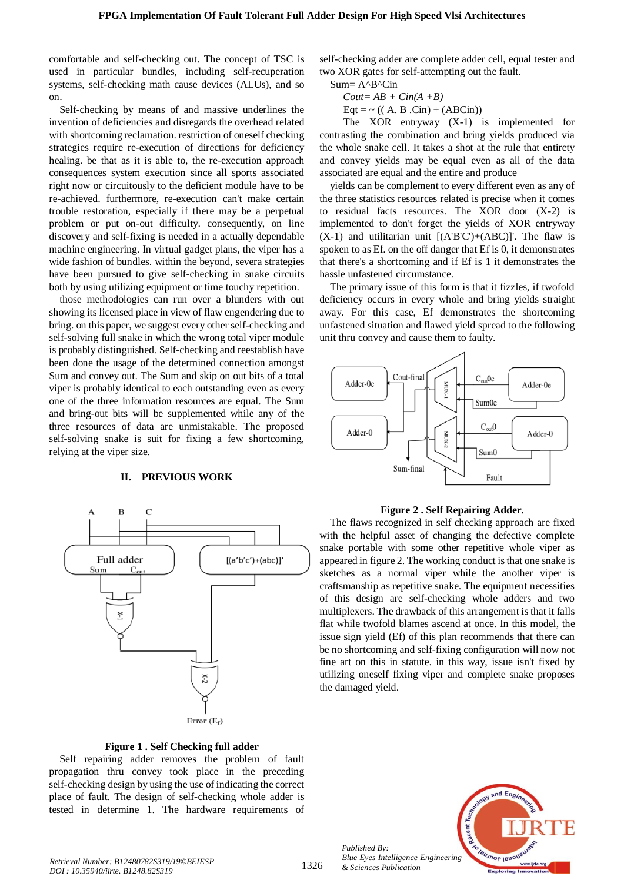comfortable and self-checking out. The concept of TSC is used in particular bundles, including self-recuperation systems, self-checking math cause devices (ALUs), and so on.

Self-checking by means of and massive underlines the invention of deficiencies and disregards the overhead related with shortcoming reclamation. restriction of oneself checking strategies require re-execution of directions for deficiency healing. be that as it is able to, the re-execution approach consequences system execution since all sports associated right now or circuitously to the deficient module have to be re-achieved. furthermore, re-execution can't make certain trouble restoration, especially if there may be a perpetual problem or put on-out difficulty. consequently, on line discovery and self-fixing is needed in a actually dependable machine engineering. In virtual gadget plans, the viper has a wide fashion of bundles. within the beyond, severa strategies have been pursued to give self-checking in snake circuits both by using utilizing equipment or time touchy repetition.

those methodologies can run over a blunders with out showing its licensed place in view of flaw engendering due to bring. on this paper, we suggest every other self-checking and self-solving full snake in which the wrong total viper module is probably distinguished. Self-checking and reestablish have been done the usage of the determined connection amongst Sum and convey out. The Sum and skip on out bits of a total viper is probably identical to each outstanding even as every one of the three information resources are equal. The Sum and bring-out bits will be supplemented while any of the three resources of data are unmistakable. The proposed self-solving snake is suit for fixing a few shortcoming, relying at the viper size.

## II. PREVIOUS WORK

**Figure 1 . Self Checking full adder**

Self repairing adder removes the problem of fault propagation thru convey took place in the preceding self-checking design by using the use of indicating the correct place of fault. The design of self-checking whole adder is tested in determine 1. The hardware requirements of self-checking adder are complete adder cell, equal tester and two XOR gates for self-attempting out the fault.

Sum= A^B^Cin

*Cout= AB + Cin(A +B)*

Eqt = ~ (( A. B .Cin) + (ABCin))

The XOR entryway (X-1) is implemented for contrasting the combination and bring yields produced via the whole snake cell. It takes a shot at the rule that entirety and convey yields may be equal even as all of the data associated are equal and the entire and produce

yields can be complement to every different even as any of the three statistics resources related is precise when it comes to residual facts resources. The XOR door (X-2) is implemented to don't forget the yields of XOR entryway (X-1) and utilitarian unit [(A'B'C')+(ABC)]'. The flaw is spoken to as Ef. on the off danger that Ef is 0, it demonstrates that there's a shortcoming and if Ef is 1 it demonstrates the hassle unfastened circumstance.

The primary issue of this form is that it fizzles, if twofold deficiency occurs in every whole and bring yields straight away. For this case, Ef demonstrates the shortcoming unfastened situation and flawed yield spread to the following unit thru convey and cause them to faulty.

**Figure 2 . Self Repairing Adder.**

The flaws recognized in self checking approach are fixed with the helpful asset of changing the defective complete snake portable with some other repetitive whole viper as appeared in figure 2. The working conduct is that one snake is sketches as a normal viper while the another viper is craftsmanship as repetitive snake. The equipment necessities of this design are self-checking whole adders and two multiplexers. The drawback of this arrangement is that it falls flat while twofold blames ascend at once. In this model, the issue sign yield (Ef) of this plan recommends that there can be no shortcoming and self-fixing configuration will now not fine art on this in statute. in this way, issue isn't fixed by utilizing oneself fixing viper and complete snake proposes the damaged yield.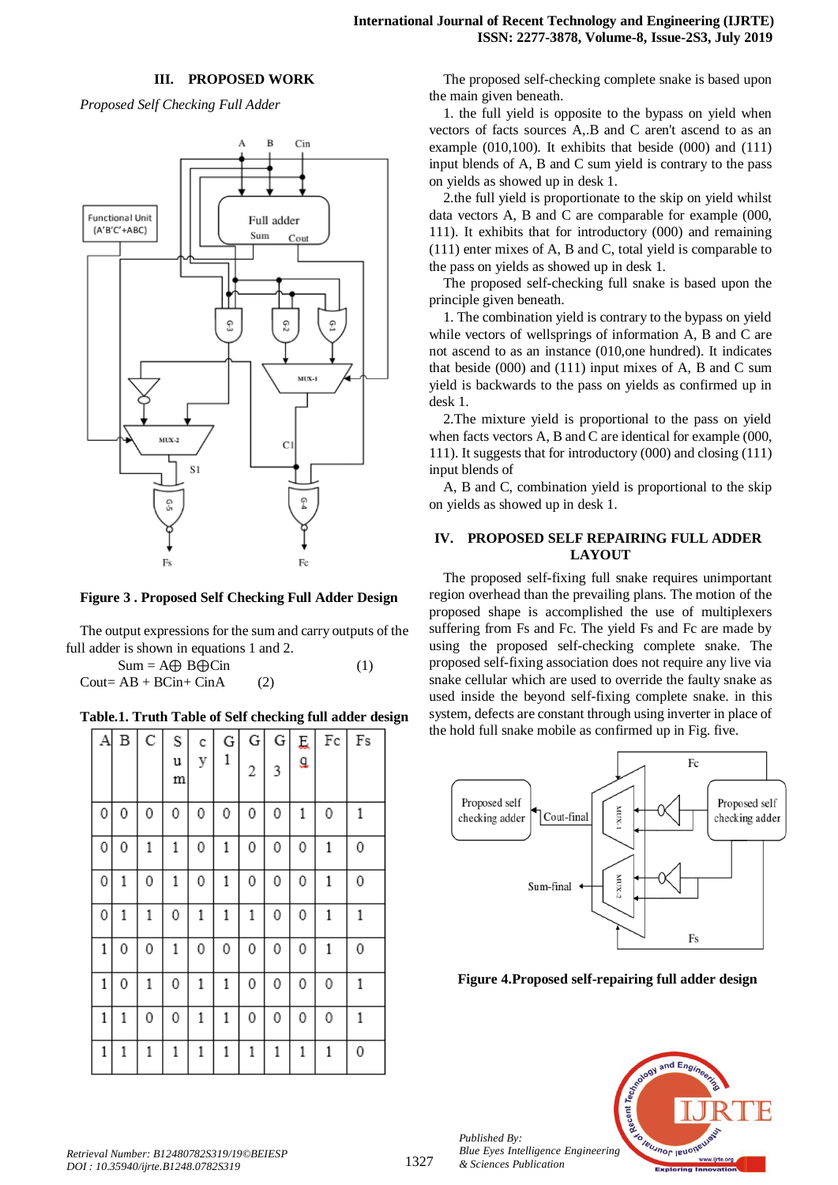## III. PROPOSED WORK

*Proposed Self Checking Full Adder*

**Figure 3 . Proposed Self Checking Full Adder Design**

The output expressions for the sum and carry outputs of the full adder is shown in equations 1 and 2.

$$Sum = A \oplus B \oplus Cin \quad (1)$$

$$Cout = AB + BCin + CinA \quad (2)$$

**Table.1. Truth Table of Self checking full adder design**

| A | B | C | Sum | cy | G1 | G2 | G3 | Eq | Fc | Fs |
|---|---|---|---|---|---|---|---|---|---|---|
| 0 | 0 | 0 | 0 | 0 | 0 | 0 | 0 | 1 | 0 | 1 |
| 0 | 0 | 1 | 1 | 0 | 1 | 0 | 0 | 0 | 1 | 0 |
| 0 | 1 | 0 | 1 | 0 | 1 | 0 | 0 | 0 | 1 | 0 |
| 0 | 1 | 1 | 0 | 1 | 1 | 1 | 0 | 0 | 1 | 1 |
| 1 | 0 | 0 | 1 | 0 | 0 | 0 | 0 | 0 | 1 | 0 |
| 1 | 0 | 1 | 0 | 1 | 1 | 0 | 0 | 0 | 0 | 1 |
| 1 | 1 | 0 | 0 | 1 | 1 | 0 | 0 | 0 | 0 | 1 |
| 1 | 1 | 1 | 1 | 1 | 1 | 1 | 1 | 1 | 1 | 0 |

The proposed self-checking complete snake is based upon the main given beneath.

1. the full yield is opposite to the bypass on yield when vectors of facts sources A,.B and C aren't ascend to as an example (010,100). It exhibits that beside (000) and (111) input blends of A, B and C sum yield is contrary to the pass on yields as showed up in desk 1.

2.the full yield is proportionate to the skip on yield whilst data vectors A, B and C are comparable for example (000, 111). It exhibits that for introductory (000) and remaining (111) enter mixes of A, B and C, total yield is comparable to the pass on yields as showed up in desk 1.

The proposed self-checking full snake is based upon the principle given beneath.

1. The combination yield is contrary to the bypass on yield while vectors of wellsprings of information A, B and C are not ascend to as an instance (010,one hundred). It indicates that beside (000) and (111) input mixes of A, B and C sum yield is backwards to the pass on yields as confirmed up in desk 1.

2.The mixture yield is proportional to the pass on yield when facts vectors A, B and C are identical for example (000, 111). It suggests that for introductory (000) and closing (111) input blends of

A, B and C, combination yield is proportional to the skip on yields as showed up in desk 1.

## IV. PROPOSED SELF REPAIRING FULL ADDER LAYOUT

The proposed self-fixing full snake requires unimportant region overhead than the prevailing plans. The motion of the proposed shape is accomplished the use of multiplexers suffering from Fs and Fc. The yield Fs and Fc are made by using the proposed self-checking complete snake. The proposed self-fixing association does not require any live via snake cellular which are used to override the faulty snake as used inside the beyond self-fixing complete snake. in this system, defects are constant through using inverter in place of the hold full snake mobile as confirmed up in Fig. five.

**Figure 4.Proposed self-repairing full adder design**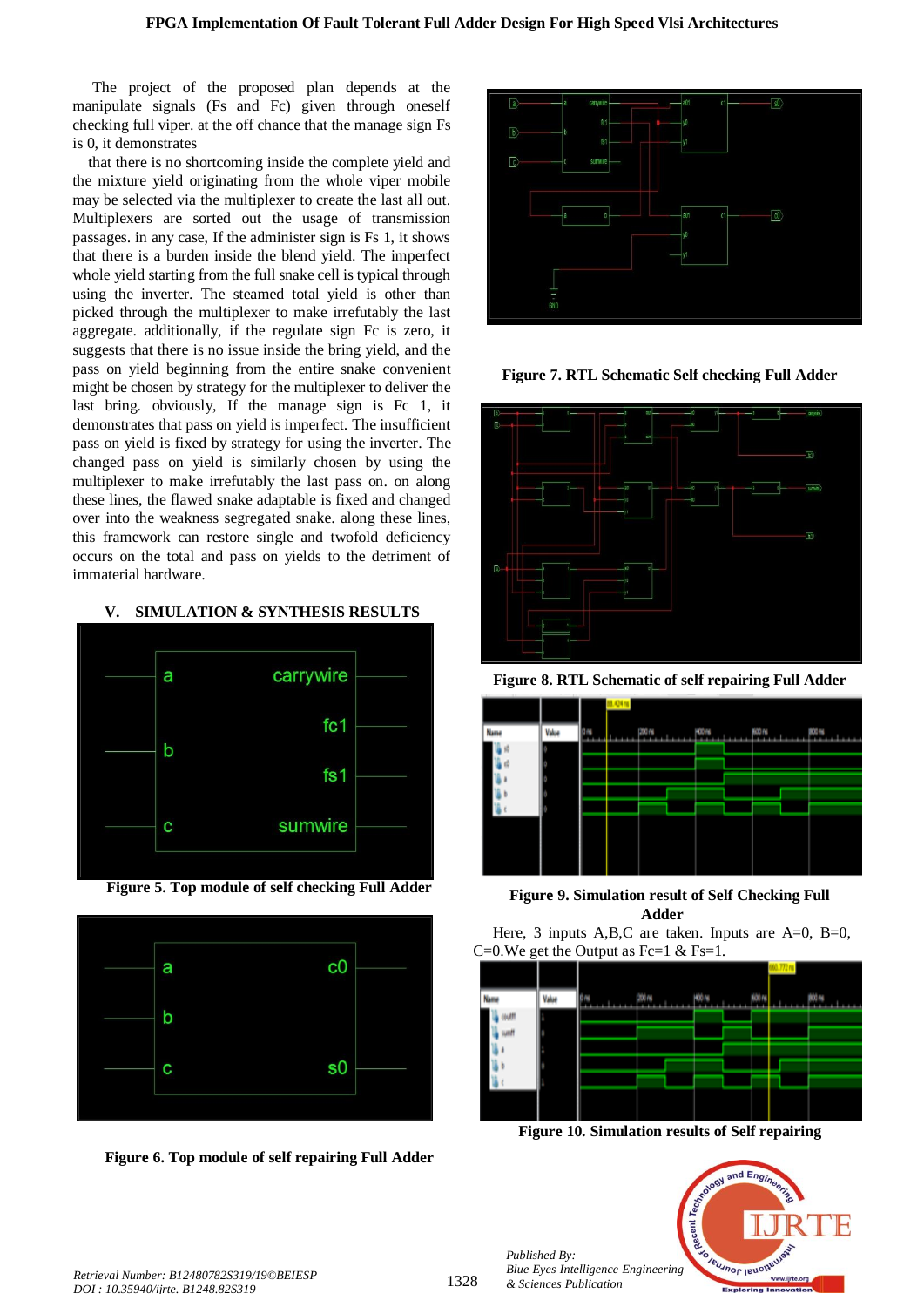The project of the proposed plan depends at the manipulate signals (Fs and Fc) given through oneself checking full viper. at the off chance that the manage sign Fs is 0, it demonstrates

that there is no shortcoming inside the complete yield and the mixture yield originating from the whole viper mobile may be selected via the multiplexer to create the last all out. Multiplexers are sorted out the usage of transmission passages. in any case, If the administer sign is Fs 1, it shows that there is a burden inside the blend yield. The imperfect whole yield starting from the full snake cell is typical through using the inverter. The steamed total yield is other than picked through the multiplexer to make irrefutably the last aggregate. additionally, if the regulate sign Fc is zero, it suggests that there is no issue inside the bring yield, and the pass on yield beginning from the entire snake convenient might be chosen by strategy for the multiplexer to deliver the last bring. obviously, If the manage sign is Fc 1, it demonstrates that pass on yield is imperfect. The insufficient pass on yield is fixed by strategy for using the inverter. The changed pass on yield is similarly chosen by using the multiplexer to make irrefutably the last pass on. on along these lines, the flawed snake adaptable is fixed and changed over into the weakness segregated snake. along these lines, this framework can restore single and twofold deficiency occurs on the total and pass on yields to the detriment of immaterial hardware.

## V. SIMULATION & SYNTHESIS RESULTS

**Figure 5. Top module of self checking Full Adder**

**Figure 6. Top module of self repairing Full Adder**

**Figure 7. RTL Schematic Self checking Full Adder**

**Figure 8. RTL Schematic of self repairing Full Adder**

**Figure 9. Simulation result of Self Checking Full Adder**

Here, 3 inputs A,B,C are taken. Inputs are A=0, B=0, C=0.We get the Output as Fc=1 & Fs=1.

**Figure 10. Simulation results of Self repairing**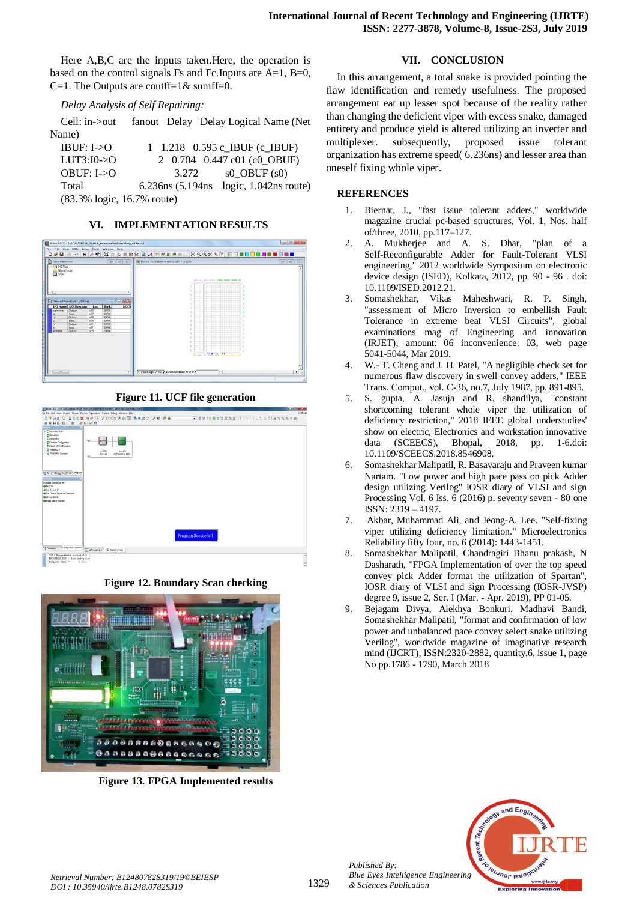Here A,B,C are the inputs taken.Here, the operation is based on the control signals Fs and Fc.Inputs are A=1, B=0, C=1. The Outputs are coutff=1& sumff=0.

*Delay Analysis of Self Repairing:*

Cell: in->out fanout Delay Delay Logical Name (Net Name)

IBUF: I->O 1 1.218 0.595 c_IBUF (c_IBUF)

LUT3:I0->O 2 0.704 0.447 c01 (c0_OBUF)

OBUF: I->O 3.272 s0_OBUF (s0)

Total 6.236ns (5.194ns logic, 1.042ns route) (83.3% logic, 16.7% route)

## VI. IMPLEMENTATION RESULTS

**Figure 11. UCF file generation**

**Figure 12. Boundary Scan checking**

**Figure 13. FPGA Implemented results**

## VII. CONCLUSION

In this arrangement, a total snake is provided pointing the flaw identification and remedy usefulness. The proposed arrangement eat up lesser spot because of the reality rather than changing the deficient viper with excess snake, damaged entirety and produce yield is altered utilizing an inverter and multiplexer. subsequently, proposed issue tolerant organization has extreme speed( 6.236ns) and lesser area than oneself fixing whole viper.

## REFERENCES

1. Biernat, J., "fast issue tolerant adders," worldwide magazine crucial pc-based structures, Vol. 1, Nos. half of/three, 2010, pp.117–127.
2. A. Mukherjee and A. S. Dhar, "plan of a Self-Reconfigurable Adder for Fault-Tolerant VLSI engineering," 2012 worldwide Symposium on electronic device design (ISED), Kolkata, 2012, pp. 90 - 96 . doi: 10.1109/ISED.2012.21.
3. Somashekhar, Vikas Maheshwari, R. P. Singh, "assessment of Micro Inversion to embellish Fault Tolerance in extreme beat VLSI Circuits", global examinations mag of Engineering and innovation (IRJET), amount: 06 inconvenience: 03, web page 5041-5044, Mar 2019.
4. W.- T. Cheng and J. H. Patel, "A negligible check set for numerous flaw discovery in swell convey adders," IEEE Trans. Comput., vol. C-36, no.7, July 1987, pp. 891-895.
5. S. gupta, A. Jasuja and R. shandilya, "constant shortcoming tolerant whole viper the utilization of deficiency restriction," 2018 IEEE global understudies' show on electric, Electronics and workstation innovative data (SCEECS), Bhopal, 2018, pp. 1-6.doi: 10.1109/SCEECS.2018.8546908.
6. Somashekhar Malipatil, R. Basavaraju and Praveen kumar Nartam. "Low power and high pace pass on pick Adder design utilizing Verilog" IOSR diary of VLSI and sign Processing Vol. 6 Iss. 6 (2016) p. seventy seven - 80 one ISSN: 2319 – 4197.
7. Akbar, Muhammad Ali, and Jeong-A. Lee. "Self-fixing viper utilizing deficiency limitation." Microelectronics Reliability fifty four, no. 6 (2014): 1443-1451.
8. Somashekhar Malipatil, Chandragiri Bhanu prakash, N Dasharath, "FPGA Implementation of over the top speed convey pick Adder format the utilization of Spartan", IOSR diary of VLSI and sign Processing (IOSR-JVSP) degree 9, issue 2, Ser. I (Mar. - Apr. 2019), PP 01-05.
9. Bejagam Divya, Alekhya Bonkuri, Madhavi Bandi, Somashekhar Malipatil, "format and confirmation of low power and unbalanced pace convey select snake utilizing Verilog", worldwide magazine of imaginative research mind (IJCRT), ISSN:2320-2882, quantity.6, issue 1, page No pp.1786 - 1790, March 2018